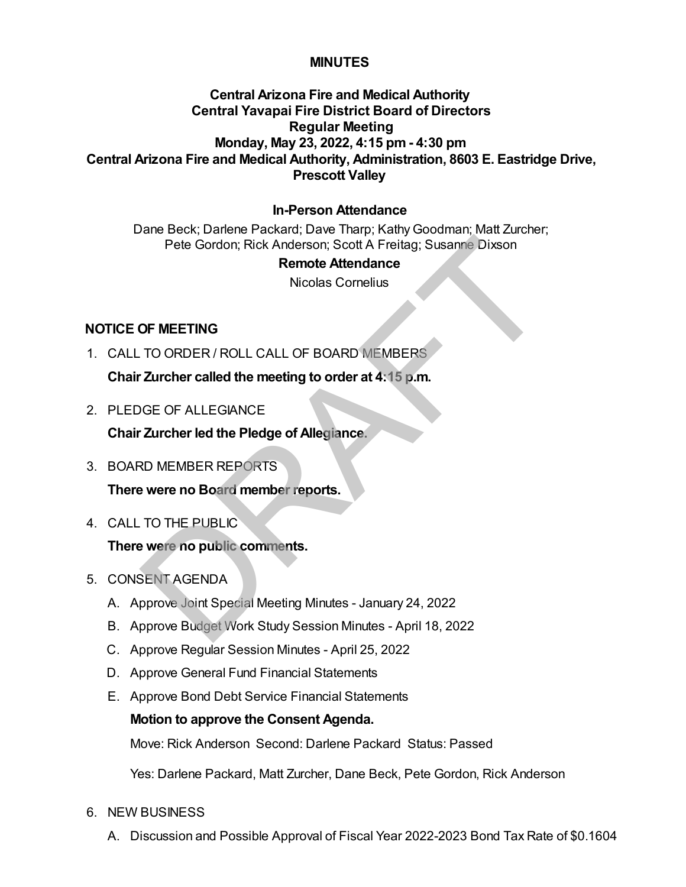# MINUTES

**Central Arizona Fire and Medical Authority**
**Central Yavapai Fire District Board of Directors**
**Regular Meeting**
**Monday, May 23, 2022, 4:15 pm - 4:30 pm**
**Central Arizona Fire and Medical Authority, Administration, 8603 E. Eastridge Drive, Prescott Valley**

### In-Person Attendance

Dane Beck; Darlene Packard; Dave Tharp; Kathy Goodman; Matt Zurcher; Pete Gordon; Rick Anderson; Scott A Freitag; Susanne Dixson

### Remote Attendance

Nicolas Cornelius

## NOTICE OF MEETING

1. CALL TO ORDER / ROLL CALL OF BOARD MEMBERS

   **Chair Zurcher called the meeting to order at 4:15 p.m.**

2. PLEDGE OF ALLEGIANCE

   **Chair Zurcher led the Pledge of Allegiance.**

3. BOARD MEMBER REPORTS

   **There were no Board member reports.**

4. CALL TO THE PUBLIC

   **There were no public comments.**

5. CONSENT AGENDA

   A. Approve Joint Special Meeting Minutes - January 24, 2022

   B. Approve Budget Work Study Session Minutes - April 18, 2022

   C. Approve Regular Session Minutes - April 25, 2022

   D. Approve General Fund Financial Statements

   E. Approve Bond Debt Service Financial Statements

   **Motion to approve the Consent Agenda.**

   Move: Rick Anderson Second: Darlene Packard Status: Passed

   Yes: Darlene Packard, Matt Zurcher, Dane Beck, Pete Gordon, Rick Anderson

6. NEW BUSINESS

   A. Discussion and Possible Approval of Fiscal Year 2022-2023 Bond Tax Rate of $0.1604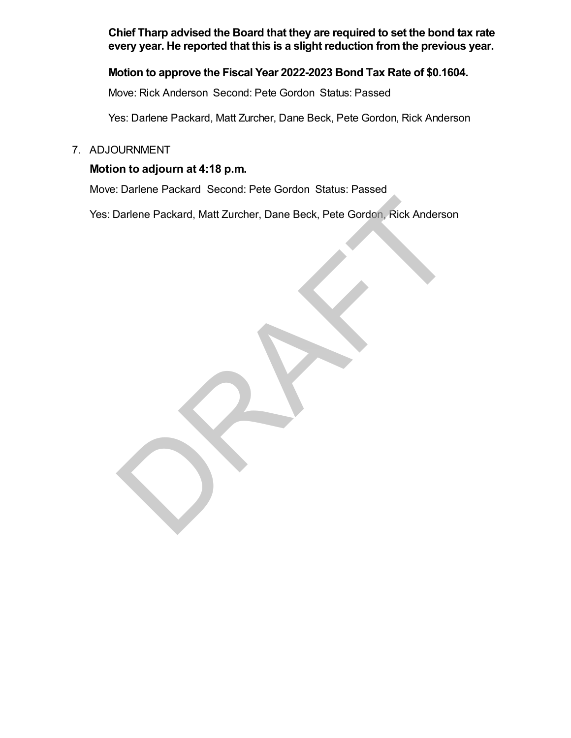**Chief Tharp advised the Board that they are required to set the bond tax rate every year. He reported that this is a slight reduction from the previous year.**

**Motion to approve the Fiscal Year 2022-2023 Bond Tax Rate of $0.1604.**

Move: Rick Anderson  Second: Pete Gordon  Status: Passed

Yes: Darlene Packard, Matt Zurcher, Dane Beck, Pete Gordon, Rick Anderson

7. ADJOURNMENT

**Motion to adjourn at 4:18 p.m.**

Move: Darlene Packard  Second: Pete Gordon  Status: Passed

Yes: Darlene Packard, Matt Zurcher, Dane Beck, Pete Gordon, Rick Anderson

DRAFT